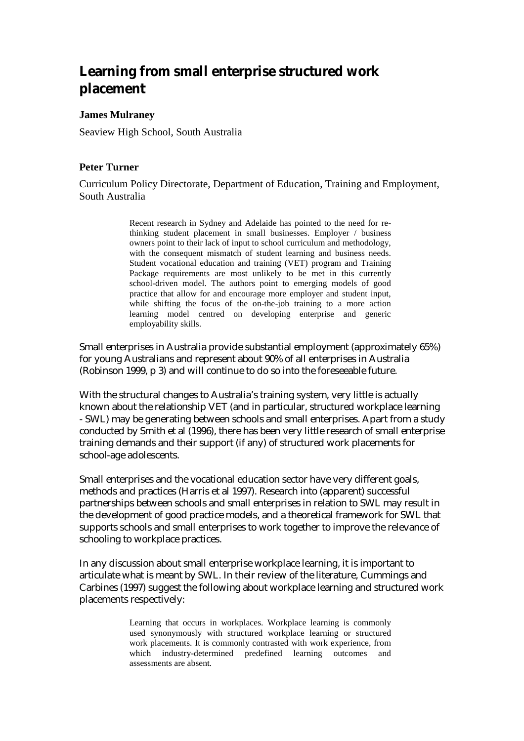# Learning from small enterprise structured work placement

**James Mulraney**

Seaview High School, South Australia

**Peter Turner**

Curriculum Policy Directorate, Department of Education, Training and Employment, South Australia

> Recent research in Sydney and Adelaide has pointed to the need for re-thinking student placement in small businesses. Employer / business owners point to their lack of input to school curriculum and methodology, with the consequent mismatch of student learning and business needs. Student vocational education and training (VET) program and Training Package requirements are most unlikely to be met in this currently school-driven model. The authors point to emerging models of good practice that allow for and encourage more employer and student input, while shifting the focus of the on-the-job training to a more action learning model centred on developing enterprise and generic employability skills.

Small enterprises in Australia provide substantial employment (approximately 65%) for young Australians and represent about 90% of all enterprises in Australia (Robinson 1999, p 3) and will continue to do so into the foreseeable future.

With the structural changes to Australia's training system, very little is actually known about the relationship VET (and in particular, structured workplace learning - SWL) may be generating between schools and small enterprises. Apart from a study conducted by Smith et al (1996), there has been very little research of small enterprise training demands and their support (if any) of structured work placements for school-age adolescents.

Small enterprises and the vocational education sector have very different goals, methods and practices (Harris et al 1997). Research into (apparent) successful partnerships between schools and small enterprises in relation to SWL may result in the development of good practice models, and a theoretical framework for SWL that supports schools and small enterprises to work together to improve the relevance of schooling to workplace practices.

In any discussion about small enterprise workplace learning, it is important to articulate what is meant by SWL. In their review of the literature, Cummings and Carbines (1997) suggest the following about workplace learning and structured work placements respectively:

> Learning that occurs in workplaces. Workplace learning is commonly used synonymously with structured workplace learning or structured work placements. It is commonly contrasted with work experience, from which industry-determined predefined learning outcomes and assessments are absent.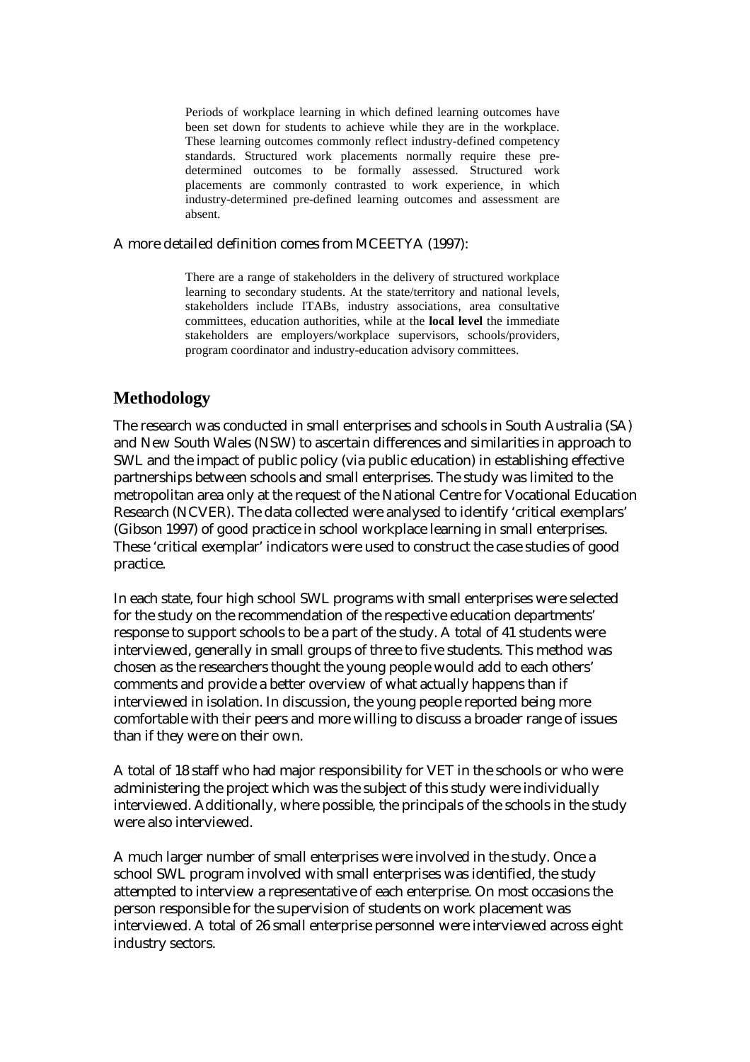> Periods of workplace learning in which defined learning outcomes have been set down for students to achieve while they are in the workplace. These learning outcomes commonly reflect industry-defined competency standards. Structured work placements normally require these pre-determined outcomes to be formally assessed. Structured work placements are commonly contrasted to work experience, in which industry-determined pre-defined learning outcomes and assessment are absent.

A more detailed definition comes from MCEETYA (1997):

> There are a range of stakeholders in the delivery of structured workplace learning to secondary students. At the state/territory and national levels, stakeholders include ITABs, industry associations, area consultative committees, education authorities, while at the **local level** the immediate stakeholders are employers/workplace supervisors, schools/providers, program coordinator and industry-education advisory committees.

## Methodology

The research was conducted in small enterprises and schools in South Australia (SA) and New South Wales (NSW) to ascertain differences and similarities in approach to SWL and the impact of public policy (via public education) in establishing effective partnerships between schools and small enterprises. The study was limited to the metropolitan area only at the request of the National Centre for Vocational Education Research (NCVER). The data collected were analysed to identify 'critical exemplars' (Gibson 1997) of good practice in school workplace learning in small enterprises. These 'critical exemplar' indicators were used to construct the case studies of good practice.

In each state, four high school SWL programs with small enterprises were selected for the study on the recommendation of the respective education departments' response to support schools to be a part of the study. A total of 41 students were interviewed, generally in small groups of three to five students. This method was chosen as the researchers thought the young people would add to each others' comments and provide a better overview of what actually happens than if interviewed in isolation. In discussion, the young people reported being more comfortable with their peers and more willing to discuss a broader range of issues than if they were on their own.

A total of 18 staff who had major responsibility for VET in the schools or who were administering the project which was the subject of this study were individually interviewed. Additionally, where possible, the principals of the schools in the study were also interviewed.

A much larger number of small enterprises were involved in the study. Once a school SWL program involved with small enterprises was identified, the study attempted to interview a representative of each enterprise. On most occasions the person responsible for the supervision of students on work placement was interviewed. A total of 26 small enterprise personnel were interviewed across eight industry sectors.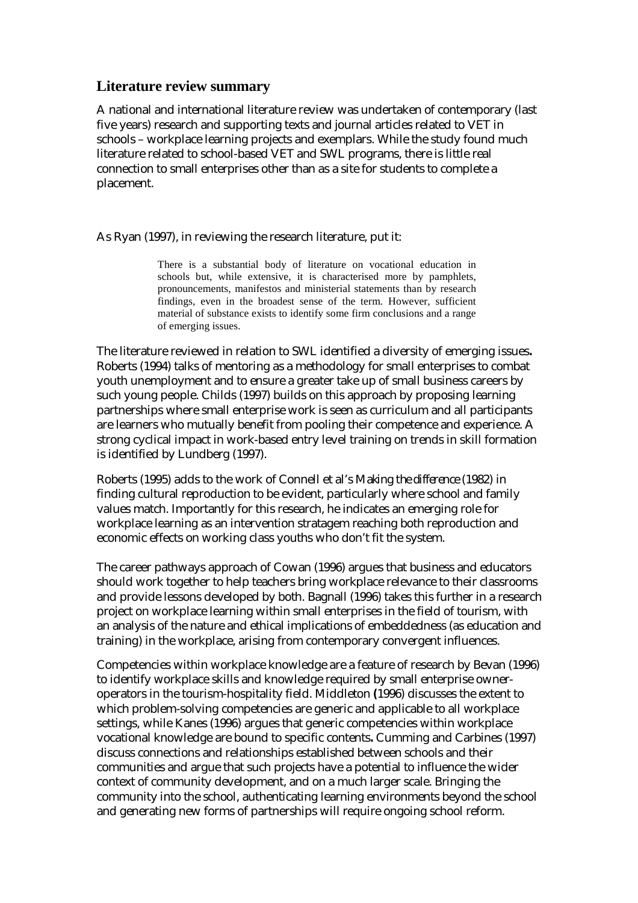## Literature review summary

A national and international literature review was undertaken of contemporary (last five years) research and supporting texts and journal articles related to VET in schools – workplace learning projects and exemplars. While the study found much literature related to school-based VET and SWL programs, there is little real connection to small enterprises other than as a site for students to complete a placement.

As Ryan (1997), in reviewing the research literature, put it:

> There is a substantial body of literature on vocational education in schools but, while extensive, it is characterised more by pamphlets, pronouncements, manifestos and ministerial statements than by research findings, even in the broadest sense of the term. However, sufficient material of substance exists to identify some firm conclusions and a range of emerging issues.

The literature reviewed in relation to SWL identified a diversity of emerging issues**.** Roberts (1994) talks of mentoring as a methodology for small enterprises to combat youth unemployment and to ensure a greater take up of small business careers by such young people. Childs (1997) builds on this approach by proposing learning partnerships where small enterprise work is seen as curriculum and all participants are learners who mutually benefit from pooling their competence and experience. A strong cyclical impact in work-based entry level training on trends in skill formation is identified by Lundberg (1997).

Roberts (1995) adds to the work of Connell et al's *Making the difference* (1982) in finding cultural reproduction to be evident, particularly where school and family values match. Importantly for this research, he indicates an emerging role for workplace learning as an intervention stratagem reaching both reproduction and economic effects on working class youths who don't fit the system.

The career pathways approach of Cowan (1996) argues that business and educators should work together to help teachers bring workplace relevance to their classrooms and provide lessons developed by both. Bagnall (1996) takes this further in a research project on workplace learning within small enterprises in the field of tourism, with an analysis of the nature and ethical implications of embeddedness (as education and training) in the workplace, arising from contemporary convergent influences.

Competencies within workplace knowledge are a feature of research by Bevan (1996) to identify workplace skills and knowledge required by small enterprise owner-operators in the tourism-hospitality field. Middleton **(**1996) discusses the extent to which problem-solving competencies are generic and applicable to all workplace settings, while Kanes (1996) argues that generic competencies within workplace vocational knowledge are bound to specific contents**.** Cumming and Carbines (1997) discuss connections and relationships established between schools and their communities and argue that such projects have a potential to influence the wider context of community development, and on a much larger scale. Bringing the community into the school, authenticating learning environments beyond the school and generating new forms of partnerships will require ongoing school reform.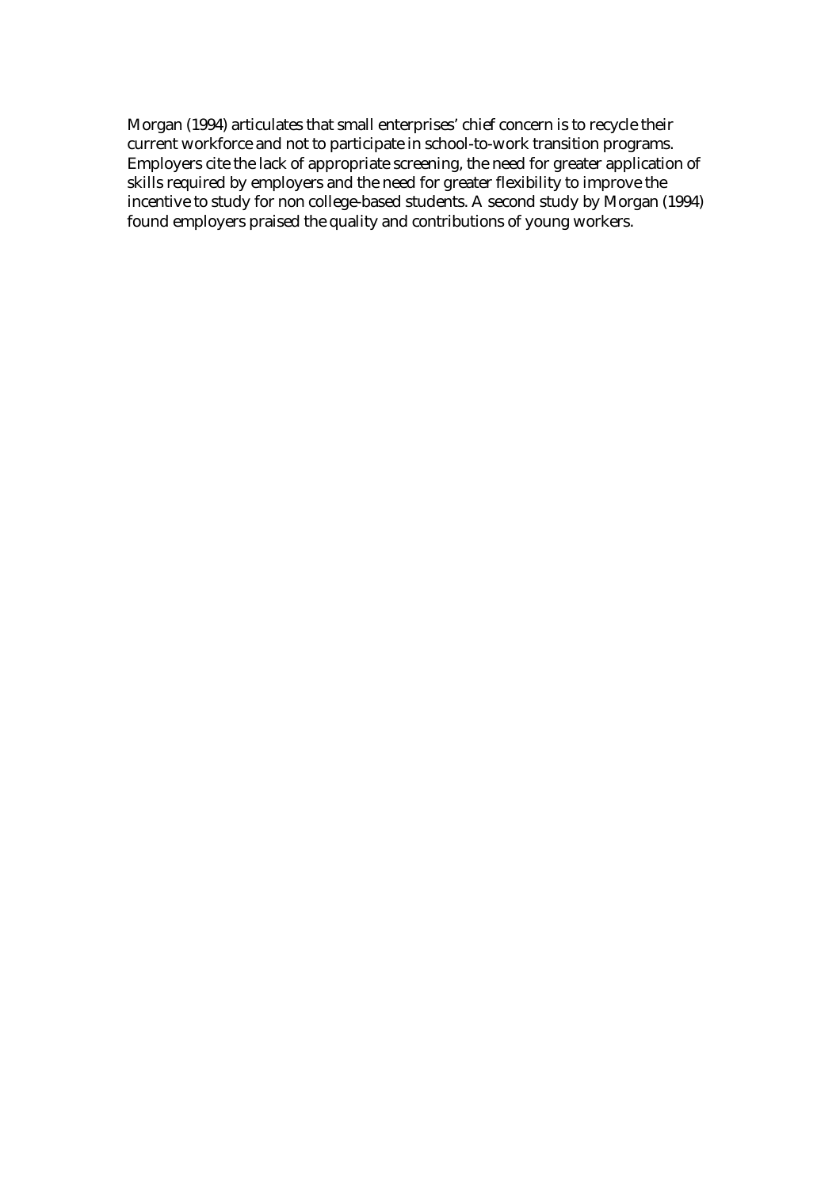Morgan (1994) articulates that small enterprises' chief concern is to recycle their current workforce and not to participate in school-to-work transition programs. Employers cite the lack of appropriate screening, the need for greater application of skills required by employers and the need for greater flexibility to improve the incentive to study for non college-based students. A second study by Morgan (1994) found employers praised the quality and contributions of young workers.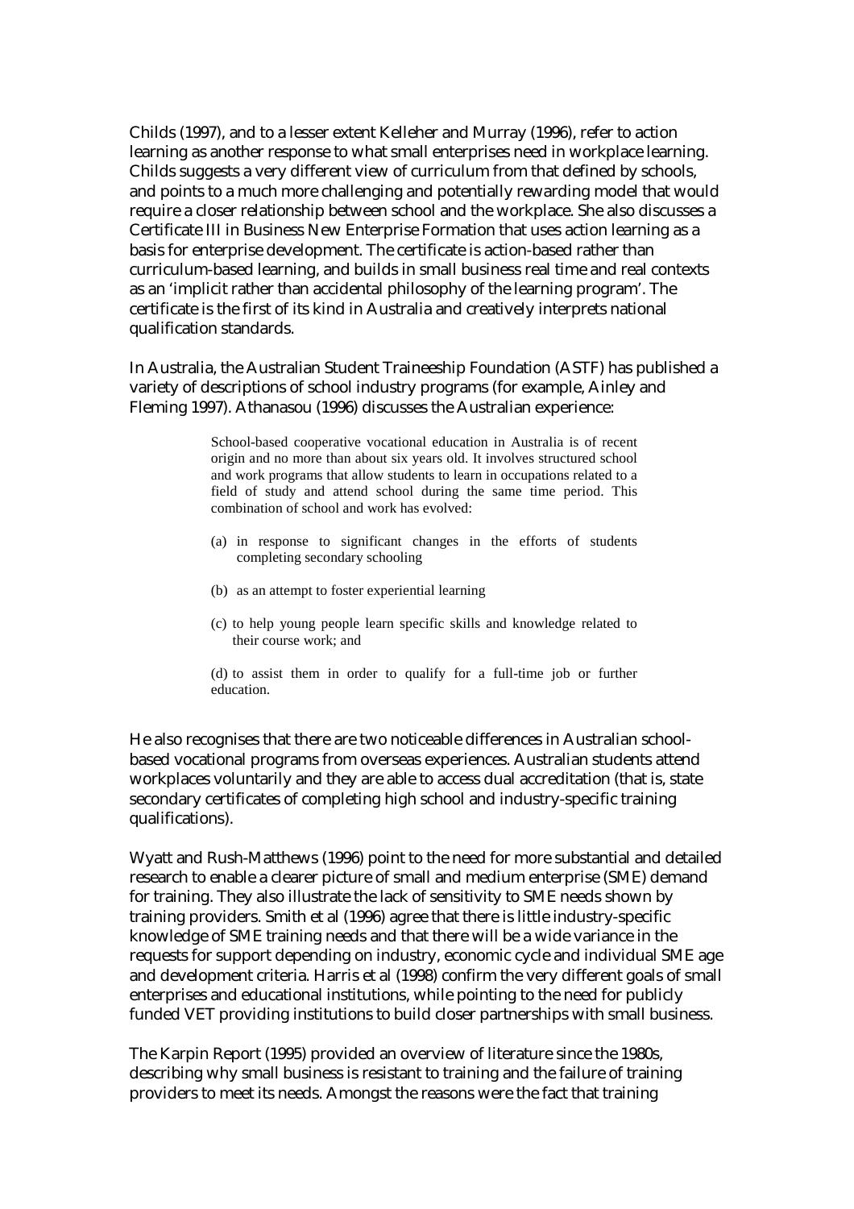Childs (1997), and to a lesser extent Kelleher and Murray (1996), refer to action learning as another response to what small enterprises need in workplace learning. Childs suggests a very different view of curriculum from that defined by schools, and points to a much more challenging and potentially rewarding model that would require a closer relationship between school and the workplace. She also discusses a Certificate III in Business New Enterprise Formation that uses action learning as a basis for enterprise development. The certificate is action-based rather than curriculum-based learning, and builds in small business real time and real contexts as an 'implicit rather than accidental philosophy of the learning program'. The certificate is the first of its kind in Australia and creatively interprets national qualification standards.

In Australia, the Australian Student Traineeship Foundation (ASTF) has published a variety of descriptions of school industry programs (for example, Ainley and Fleming 1997). Athanasou (1996) discusses the Australian experience:

> School-based cooperative vocational education in Australia is of recent origin and no more than about six years old. It involves structured school and work programs that allow students to learn in occupations related to a field of study and attend school during the same time period. This combination of school and work has evolved:
>
> (a) in response to significant changes in the efforts of students completing secondary schooling
>
> (b) as an attempt to foster experiential learning
>
> (c) to help young people learn specific skills and knowledge related to their course work; and
>
> (d) to assist them in order to qualify for a full-time job or further education.

He also recognises that there are two noticeable differences in Australian school-based vocational programs from overseas experiences. Australian students attend workplaces voluntarily and they are able to access dual accreditation (that is, state secondary certificates of completing high school and industry-specific training qualifications).

Wyatt and Rush-Matthews (1996) point to the need for more substantial and detailed research to enable a clearer picture of small and medium enterprise (SME) demand for training. They also illustrate the lack of sensitivity to SME needs shown by training providers. Smith et al (1996) agree that there is little industry-specific knowledge of SME training needs and that there will be a wide variance in the requests for support depending on industry, economic cycle and individual SME age and development criteria. Harris et al (1998) confirm the very different goals of small enterprises and educational institutions, while pointing to the need for publicly funded VET providing institutions to build closer partnerships with small business.

The Karpin Report (1995) provided an overview of literature since the 1980s, describing why small business is resistant to training and the failure of training providers to meet its needs. Amongst the reasons were the fact that training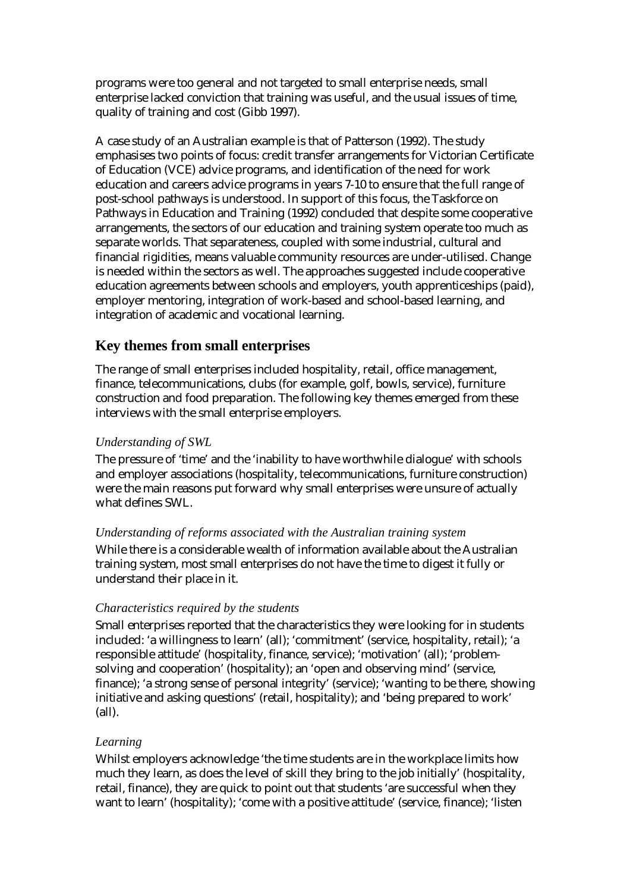programs were too general and not targeted to small enterprise needs, small enterprise lacked conviction that training was useful, and the usual issues of time, quality of training and cost (Gibb 1997).

A case study of an Australian example is that of Patterson (1992). The study emphasises two points of focus: credit transfer arrangements for Victorian Certificate of Education (VCE) advice programs, and identification of the need for work education and careers advice programs in years 7-10 to ensure that the full range of post-school pathways is understood. In support of this focus, the Taskforce on Pathways in Education and Training (1992) concluded that despite some cooperative arrangements, the sectors of our education and training system operate too much as separate worlds. That separateness, coupled with some industrial, cultural and financial rigidities, means valuable community resources are under-utilised. Change is needed within the sectors as well. The approaches suggested include cooperative education agreements between schools and employers, youth apprenticeships (paid), employer mentoring, integration of work-based and school-based learning, and integration of academic and vocational learning.

## Key themes from small enterprises

The range of small enterprises included hospitality, retail, office management, finance, telecommunications, clubs (for example, golf, bowls, service), furniture construction and food preparation. The following key themes emerged from these interviews with the small enterprise employers.

### *Understanding of SWL*

The pressure of 'time' and the 'inability to have worthwhile dialogue' with schools and employer associations (hospitality, telecommunications, furniture construction) were the main reasons put forward why small enterprises were unsure of actually what defines SWL.

### *Understanding of reforms associated with the Australian training system*

While there is a considerable wealth of information available about the Australian training system, most small enterprises do not have the time to digest it fully or understand their place in it.

### *Characteristics required by the students*

Small enterprises reported that the characteristics they were looking for in students included: 'a willingness to learn' (all); 'commitment' (service, hospitality, retail); 'a responsible attitude' (hospitality, finance, service); 'motivation' (all); 'problem-solving and cooperation' (hospitality); an 'open and observing mind' (service, finance); 'a strong sense of personal integrity' (service); 'wanting to be there, showing initiative and asking questions' (retail, hospitality); and 'being prepared to work' (all).

### *Learning*

Whilst employers acknowledge 'the time students are in the workplace limits how much they learn, as does the level of skill they bring to the job initially' (hospitality, retail, finance), they are quick to point out that students 'are successful when they want to learn' (hospitality); 'come with a positive attitude' (service, finance); 'listen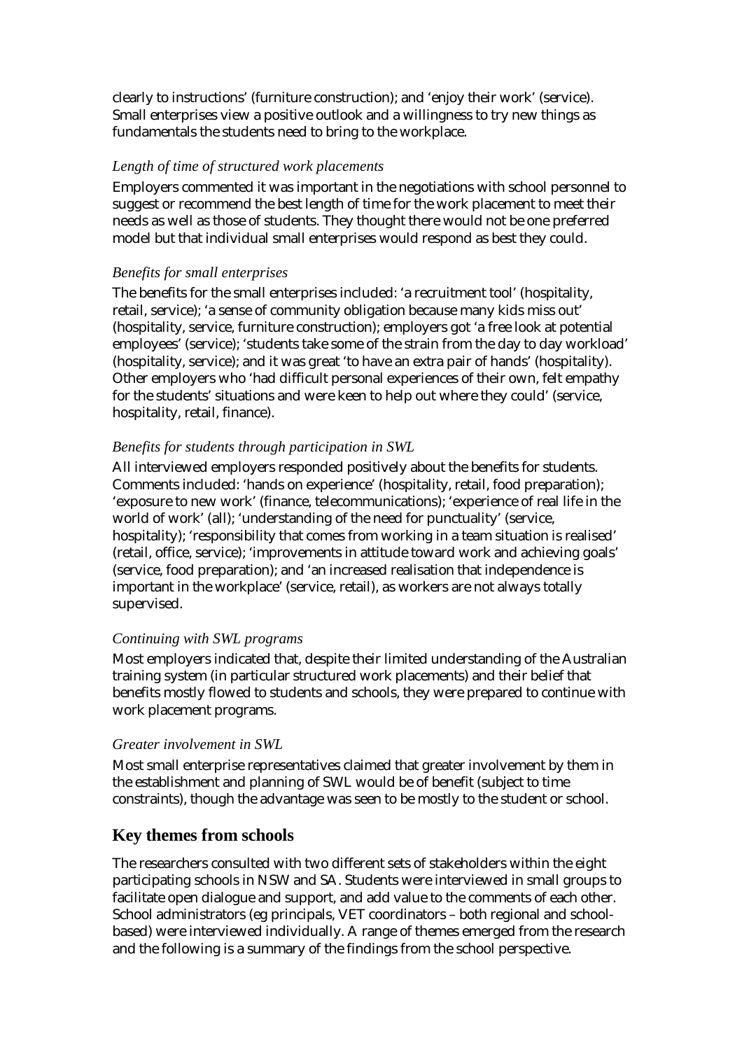clearly to instructions' (furniture construction); and 'enjoy their work' (service). Small enterprises view a positive outlook and a willingness to try new things as fundamentals the students need to bring to the workplace.

### *Length of time of structured work placements*

Employers commented it was important in the negotiations with school personnel to suggest or recommend the best length of time for the work placement to meet their needs as well as those of students. They thought there would not be one preferred model but that individual small enterprises would respond as best they could.

### *Benefits for small enterprises*

The benefits for the small enterprises included: 'a recruitment tool' (hospitality, retail, service); 'a sense of community obligation because many kids miss out' (hospitality, service, furniture construction); employers got 'a free look at potential employees' (service); 'students take some of the strain from the day to day workload' (hospitality, service); and it was great 'to have an extra pair of hands' (hospitality). Other employers who 'had difficult personal experiences of their own, felt empathy for the students' situations and were keen to help out where they could' (service, hospitality, retail, finance).

### *Benefits for students through participation in SWL*

All interviewed employers responded positively about the benefits for students. Comments included: 'hands on experience' (hospitality, retail, food preparation); 'exposure to new work' (finance, telecommunications); 'experience of real life in the world of work' (all); 'understanding of the need for punctuality' (service, hospitality); 'responsibility that comes from working in a team situation is realised' (retail, office, service); 'improvements in attitude toward work and achieving goals' (service, food preparation); and 'an increased realisation that independence is important in the workplace' (service, retail), as workers are not always totally supervised.

### *Continuing with SWL programs*

Most employers indicated that, despite their limited understanding of the Australian training system (in particular structured work placements) and their belief that benefits mostly flowed to students and schools, they were prepared to continue with work placement programs.

### *Greater involvement in SWL*

Most small enterprise representatives claimed that greater involvement by them in the establishment and planning of SWL would be of benefit (subject to time constraints), though the advantage was seen to be mostly to the student or school.

## Key themes from schools

The researchers consulted with two different sets of stakeholders within the eight participating schools in NSW and SA. Students were interviewed in small groups to facilitate open dialogue and support, and add value to the comments of each other. School administrators (eg principals, VET coordinators – both regional and school-based) were interviewed individually. A range of themes emerged from the research and the following is a summary of the findings from the school perspective.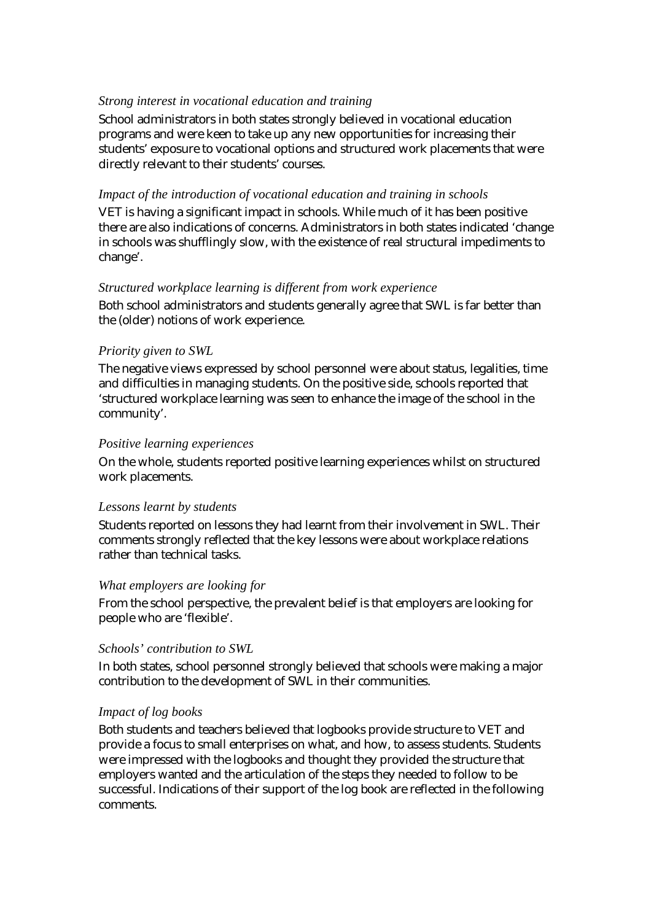*Strong interest in vocational education and training*

School administrators in both states strongly believed in vocational education programs and were keen to take up any new opportunities for increasing their students' exposure to vocational options and structured work placements that were directly relevant to their students' courses.

*Impact of the introduction of vocational education and training in schools*

VET is having a significant impact in schools. While much of it has been positive there are also indications of concerns. Administrators in both states indicated 'change in schools was shufflingly slow, with the existence of real structural impediments to change'.

*Structured workplace learning is different from work experience*

Both school administrators and students generally agree that SWL is far better than the (older) notions of work experience.

*Priority given to SWL*

The negative views expressed by school personnel were about status, legalities, time and difficulties in managing students. On the positive side, schools reported that 'structured workplace learning was seen to enhance the image of the school in the community'.

*Positive learning experiences*

On the whole, students reported positive learning experiences whilst on structured work placements.

*Lessons learnt by students*

Students reported on lessons they had learnt from their involvement in SWL. Their comments strongly reflected that the key lessons were about workplace relations rather than technical tasks.

*What employers are looking for*

From the school perspective, the prevalent belief is that employers are looking for people who are 'flexible'.

*Schools' contribution to SWL*

In both states, school personnel strongly believed that schools were making a major contribution to the development of SWL in their communities.

*Impact of log books*

Both students and teachers believed that logbooks provide structure to VET and provide a focus to small enterprises on what, and how, to assess students. Students were impressed with the logbooks and thought they provided the structure that employers wanted and the articulation of the steps they needed to follow to be successful. Indications of their support of the log book are reflected in the following comments.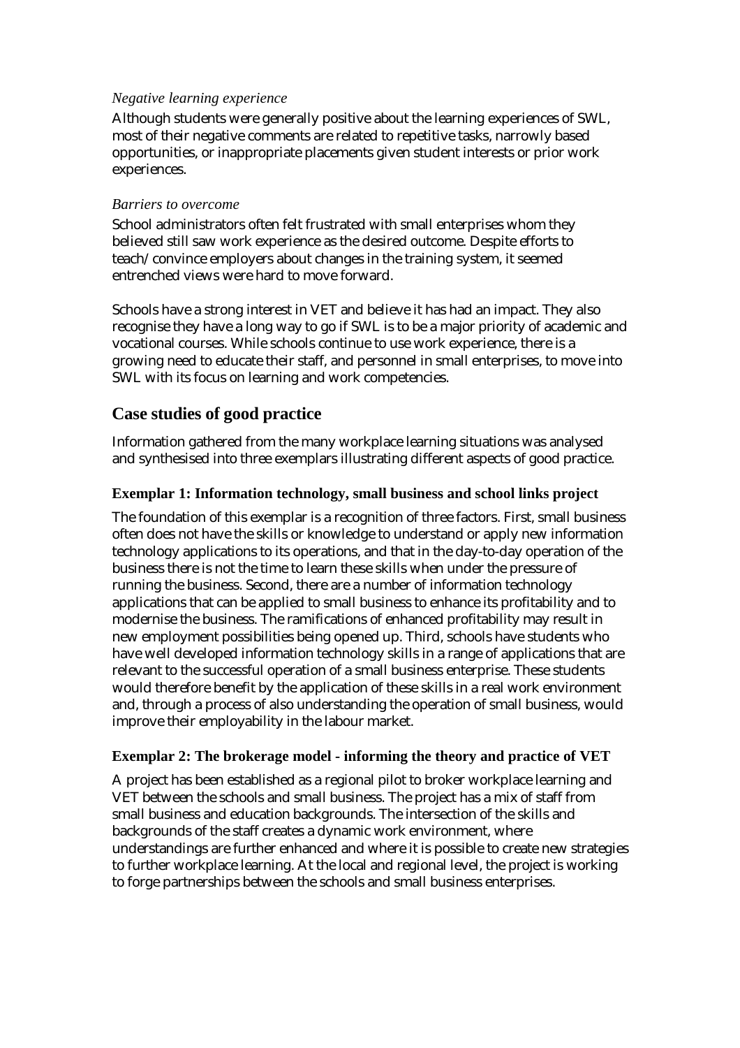*Negative learning experience*

Although students were generally positive about the learning experiences of SWL, most of their negative comments are related to repetitive tasks, narrowly based opportunities, or inappropriate placements given student interests or prior work experiences.

*Barriers to overcome*

School administrators often felt frustrated with small enterprises whom they believed still saw work experience as the desired outcome. Despite efforts to teach/convince employers about changes in the training system, it seemed entrenched views were hard to move forward.

Schools have a strong interest in VET and believe it has had an impact. They also recognise they have a long way to go if SWL is to be a major priority of academic and vocational courses. While schools continue to use work experience, there is a growing need to educate their staff, and personnel in small enterprises, to move into SWL with its focus on learning and work competencies.

## Case studies of good practice

Information gathered from the many workplace learning situations was analysed and synthesised into three exemplars illustrating different aspects of good practice.

### Exemplar 1: Information technology, small business and school links project

The foundation of this exemplar is a recognition of three factors. First, small business often does not have the skills or knowledge to understand or apply new information technology applications to its operations, and that in the day-to-day operation of the business there is not the time to learn these skills when under the pressure of running the business. Second, there are a number of information technology applications that can be applied to small business to enhance its profitability and to modernise the business. The ramifications of enhanced profitability may result in new employment possibilities being opened up. Third, schools have students who have well developed information technology skills in a range of applications that are relevant to the successful operation of a small business enterprise. These students would therefore benefit by the application of these skills in a real work environment and, through a process of also understanding the operation of small business, would improve their employability in the labour market.

### Exemplar 2: The brokerage model - informing the theory and practice of VET

A project has been established as a regional pilot to broker workplace learning and VET between the schools and small business. The project has a mix of staff from small business and education backgrounds. The intersection of the skills and backgrounds of the staff creates a dynamic work environment, where understandings are further enhanced and where it is possible to create new strategies to further workplace learning. At the local and regional level, the project is working to forge partnerships between the schools and small business enterprises.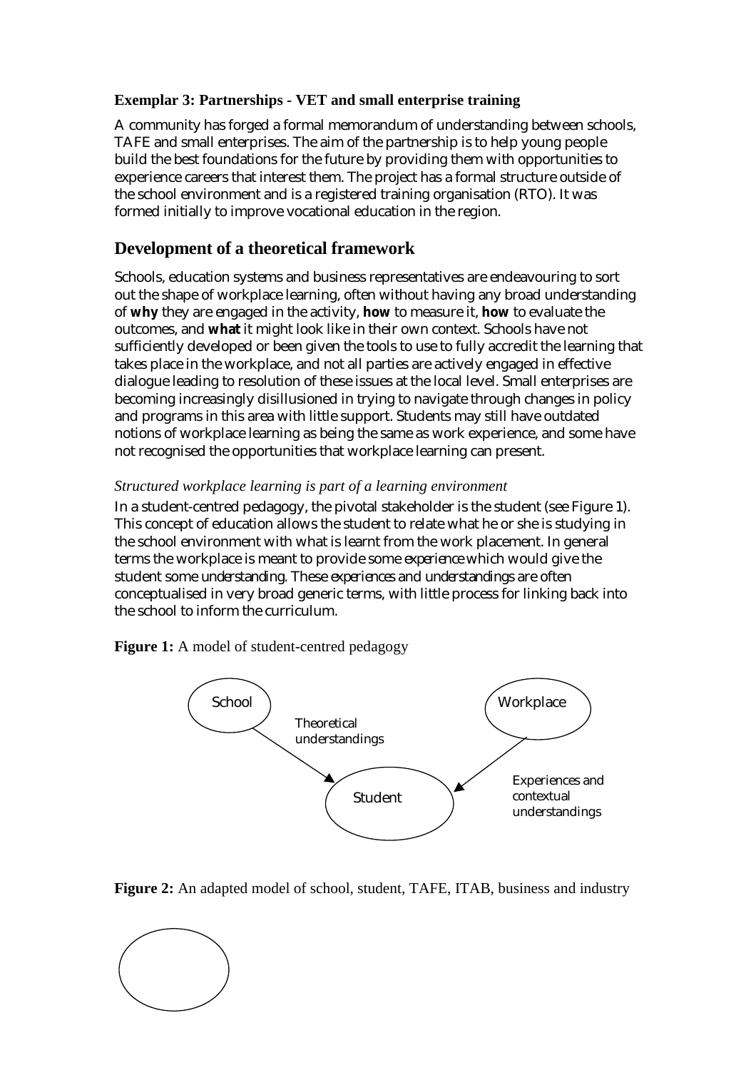**Exemplar 3: Partnerships - VET and small enterprise training**

A community has forged a formal memorandum of understanding between schools, TAFE and small enterprises. The aim of the partnership is to help young people build the best foundations for the future by providing them with opportunities to experience careers that interest them. The project has a formal structure outside of the school environment and is a registered training organisation (RTO). It was formed initially to improve vocational education in the region.

## Development of a theoretical framework

Schools, education systems and business representatives are endeavouring to sort out the shape of workplace learning, often without having any broad understanding of **why** they are engaged in the activity, **how** to measure it, **how** to evaluate the outcomes, and **what** it might look like in their own context. Schools have not sufficiently developed or been given the tools to use to fully accredit the learning that takes place in the workplace, and not all parties are actively engaged in effective dialogue leading to resolution of these issues at the local level. Small enterprises are becoming increasingly disillusioned in trying to navigate through changes in policy and programs in this area with little support. Students may still have outdated notions of workplace learning as being the same as work experience, and some have not recognised the opportunities that workplace learning can present.

*Structured workplace learning is part of a learning environment*

In a student-centred pedagogy, the pivotal stakeholder is the student (see Figure 1). This concept of education allows the student to relate what he or she is studying in the school environment with what is learnt from the work placement. In general terms the workplace is meant to provide some *experience* which would give the student some *understanding*. These *experiences* and *understandings* are often conceptualised in very broad generic terms, with little process for linking back into the school to inform the curriculum.

**Figure 1:** A model of student-centred pedagogy

School → Theoretical understandings → Student

Workplace → Experiences and contextual understandings → Student

**Figure 2:** An adapted model of school, student, TAFE, ITAB, business and industry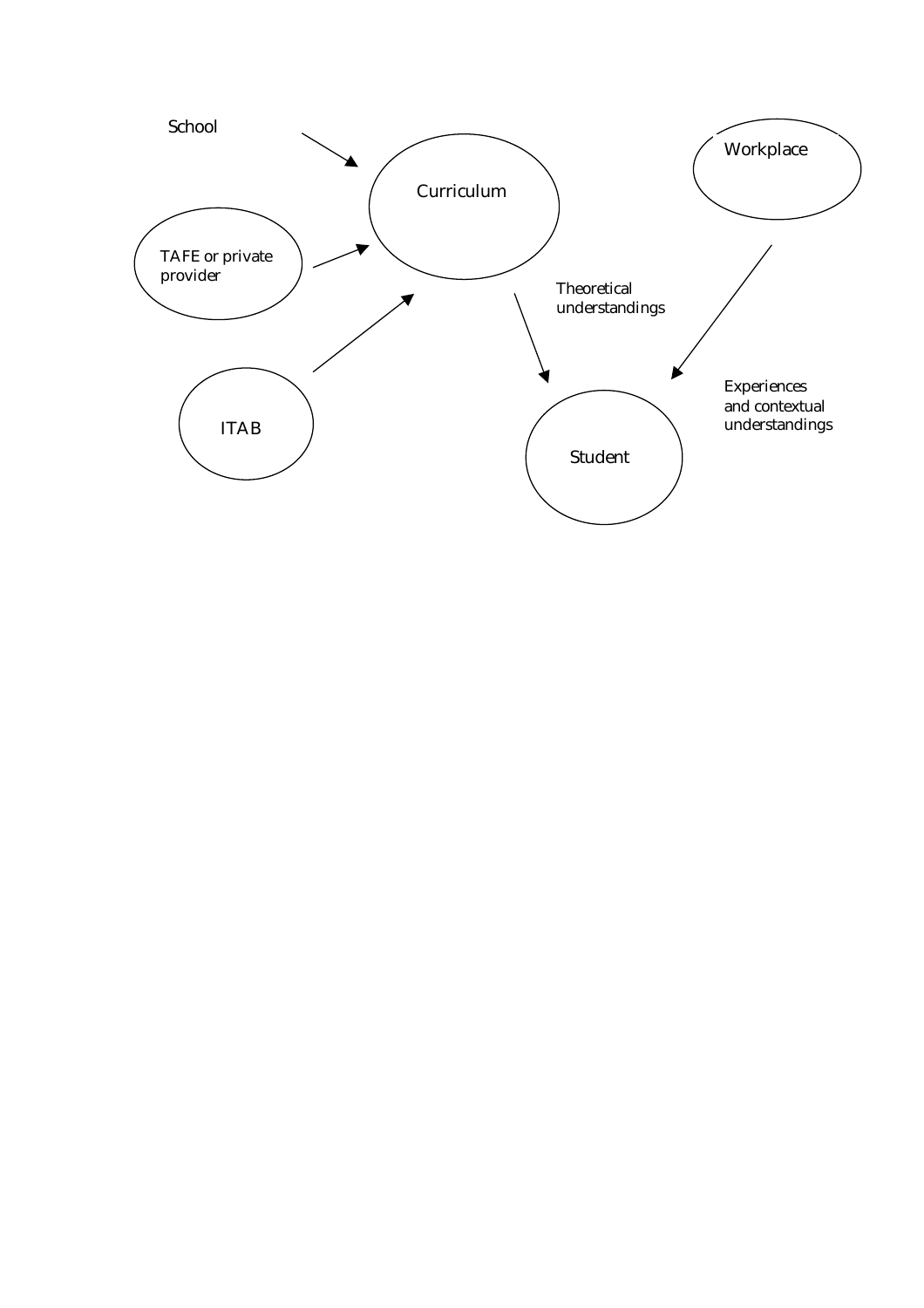School

TAFE or private provider

ITAB

Curriculum

Theoretical understandings

Workplace

Experiences and contextual understandings

Student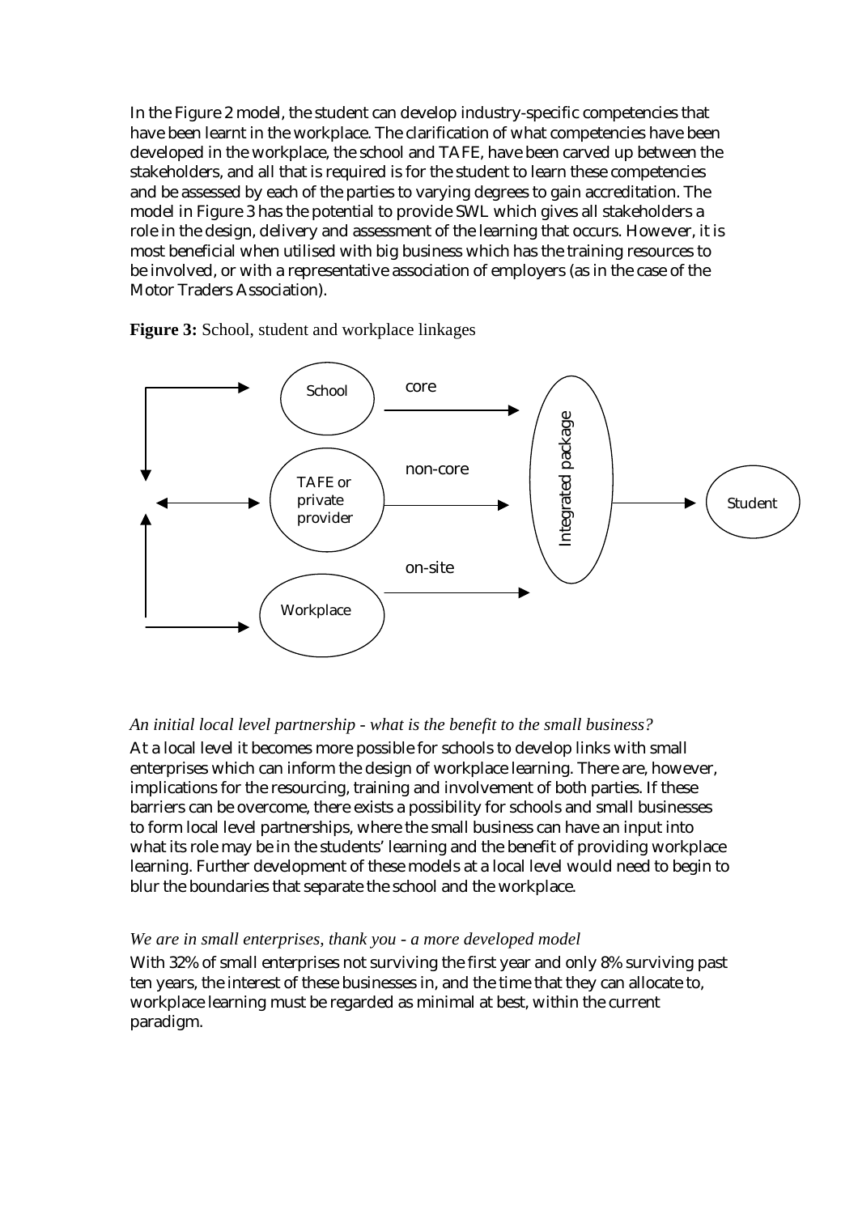In the Figure 2 model, the student can develop industry-specific competencies that have been learnt in the workplace. The clarification of what competencies have been developed in the workplace, the school and TAFE, have been carved up between the stakeholders, and all that is required is for the student to learn these competencies and be assessed by each of the parties to varying degrees to gain accreditation. The model in Figure 3 has the potential to provide SWL which gives all stakeholders a role in the design, delivery and assessment of the learning that occurs. However, it is most beneficial when utilised with big business which has the training resources to be involved, or with a representative association of employers (as in the case of the Motor Traders Association).

**Figure 3:** School, student and workplace linkages

School — core → Integrated package

TAFE or private provider — non-core → Integrated package

Workplace — on-site → Integrated package

Integrated package → Student

*An initial local level partnership - what is the benefit to the small business?*

At a local level it becomes more possible for schools to develop links with small enterprises which can inform the design of workplace learning. There are, however, implications for the resourcing, training and involvement of both parties. If these barriers can be overcome, there exists a possibility for schools and small businesses to form local level partnerships, where the small business can have an input into what its role may be in the students' learning and the benefit of providing workplace learning. Further development of these models at a local level would need to begin to blur the boundaries that separate the school and the workplace.

*We are in small enterprises, thank you - a more developed model*

With 32% of small enterprises not surviving the first year and only 8% surviving past ten years, the interest of these businesses in, and the time that they can allocate to, workplace learning must be regarded as minimal at best, within the current paradigm.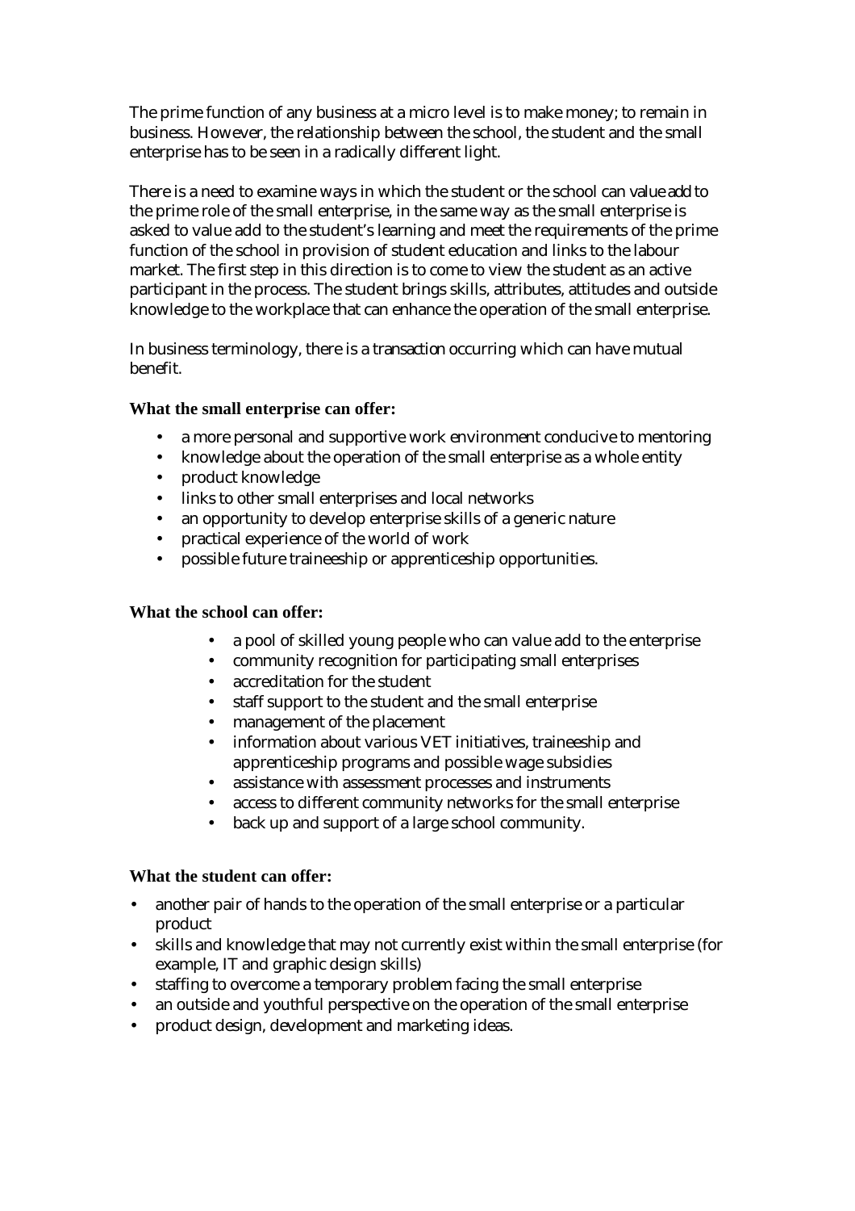The prime function of any business at a micro level is to make money; to remain in business. However, the relationship between the school, the student and the small enterprise has to be seen in a radically different light.

There is a need to examine ways in which the student or the school can value add to the prime role of the small enterprise, in the same way as the small enterprise is asked to value add to the student's learning and meet the requirements of the prime function of the school in provision of student education and links to the labour market. The first step in this direction is to come to view the student as an active participant in the process. The student brings skills, attributes, attitudes and outside knowledge to the workplace that can enhance the operation of the small enterprise.

In business terminology, there is a transaction occurring which can have mutual benefit.

**What the small enterprise can offer:**

- a more personal and supportive work environment conducive to mentoring
- knowledge about the operation of the small enterprise as a whole entity
- product knowledge
- links to other small enterprises and local networks
- an opportunity to develop enterprise skills of a generic nature
- practical experience of the world of work
- possible future traineeship or apprenticeship opportunities.

**What the school can offer:**

- a pool of skilled young people who can value add to the enterprise
- community recognition for participating small enterprises
- accreditation for the student
- staff support to the student and the small enterprise
- management of the placement
- information about various VET initiatives, traineeship and apprenticeship programs and possible wage subsidies
- assistance with assessment processes and instruments
- access to different community networks for the small enterprise
- back up and support of a large school community.

**What the student can offer:**

- another pair of hands to the operation of the small enterprise or a particular product
- skills and knowledge that may not currently exist within the small enterprise (for example, IT and graphic design skills)
- staffing to overcome a temporary problem facing the small enterprise
- an outside and youthful perspective on the operation of the small enterprise
- product design, development and marketing ideas.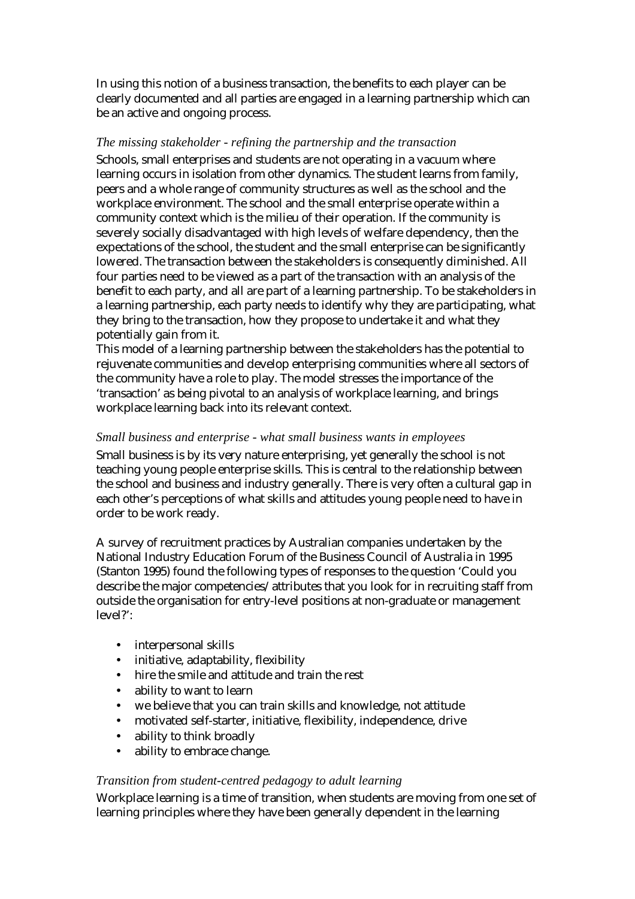In using this notion of a business transaction, the benefits to each player can be clearly documented and all parties are engaged in a learning partnership which can be an active and ongoing process.

### *The missing stakeholder - refining the partnership and the transaction*

Schools, small enterprises and students are not operating in a vacuum where learning occurs in isolation from other dynamics. The student learns from family, peers and a whole range of community structures as well as the school and the workplace environment. The school and the small enterprise operate within a community context which is the milieu of their operation. If the community is severely socially disadvantaged with high levels of welfare dependency, then the expectations of the school, the student and the small enterprise can be significantly lowered. The transaction between the stakeholders is consequently diminished. All four parties need to be viewed as a part of the transaction with an analysis of the benefit to each party, and all are part of a learning partnership. To be stakeholders in a learning partnership, each party needs to identify why they are participating, what they bring to the transaction, how they propose to undertake it and what they potentially gain from it.

This model of a learning partnership between the stakeholders has the potential to rejuvenate communities and develop enterprising communities where all sectors of the community have a role to play. The model stresses the importance of the 'transaction' as being pivotal to an analysis of workplace learning, and brings workplace learning back into its relevant context.

### *Small business and enterprise - what small business wants in employees*

Small business is by its very nature enterprising, yet generally the school is not teaching young people enterprise skills. This is central to the relationship between the school and business and industry generally. There is very often a cultural gap in each other's perceptions of what skills and attitudes young people need to have in order to be work ready.

A survey of recruitment practices by Australian companies undertaken by the National Industry Education Forum of the Business Council of Australia in 1995 (Stanton 1995) found the following types of responses to the question 'Could you describe the major competencies/attributes that you look for in recruiting staff from outside the organisation for entry-level positions at non-graduate or management level?':

- interpersonal skills
- initiative, adaptability, flexibility
- hire the smile and attitude and train the rest
- ability to want to learn
- we believe that you can train skills and knowledge, not attitude
- motivated self-starter, initiative, flexibility, independence, drive
- ability to think broadly
- ability to embrace change.

### *Transition from student-centred pedagogy to adult learning*

Workplace learning is a time of transition, when students are moving from one set of learning principles where they have been generally dependent in the learning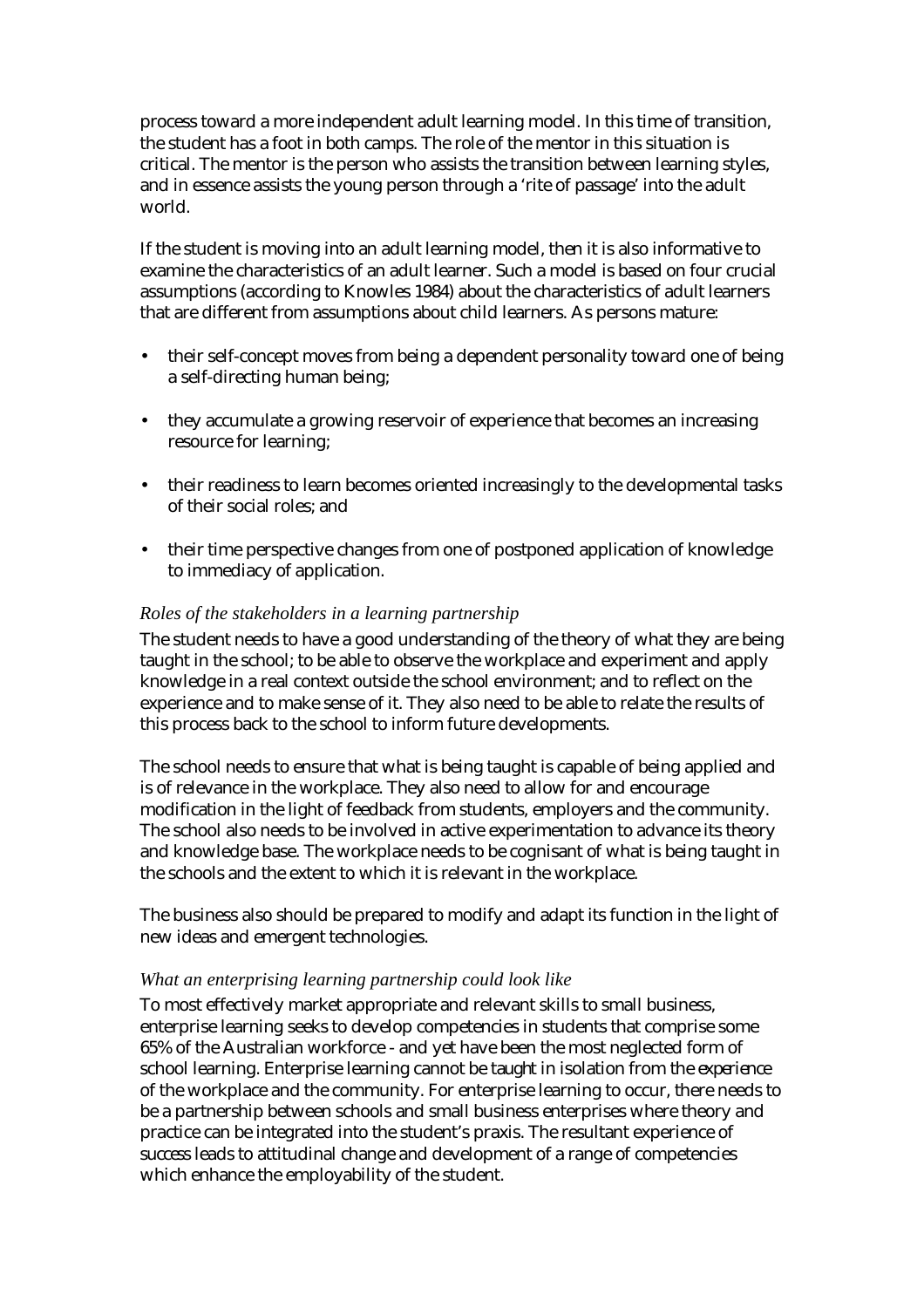process toward a more independent adult learning model. In this time of transition, the student has a foot in both camps. The role of the mentor in this situation is critical. The mentor is the person who assists the transition between learning styles, and in essence assists the young person through a 'rite of passage' into the adult world.

If the student is moving into an adult learning model, then it is also informative to examine the characteristics of an adult learner. Such a model is based on four crucial assumptions (according to Knowles 1984) about the characteristics of adult learners that are different from assumptions about child learners. As persons mature:

- their self-concept moves from being a dependent personality toward one of being a self-directing human being;
- they accumulate a growing reservoir of experience that becomes an increasing resource for learning;
- their readiness to learn becomes oriented increasingly to the developmental tasks of their social roles; and
- their time perspective changes from one of postponed application of knowledge to immediacy of application.

### *Roles of the stakeholders in a learning partnership*

The student needs to have a good understanding of the theory of what they are being taught in the school; to be able to observe the workplace and experiment and apply knowledge in a real context outside the school environment; and to reflect on the experience and to make sense of it. They also need to be able to relate the results of this process back to the school to inform future developments.

The school needs to ensure that what is being taught is capable of being applied and is of relevance in the workplace. They also need to allow for and encourage modification in the light of feedback from students, employers and the community. The school also needs to be involved in active experimentation to advance its theory and knowledge base. The workplace needs to be cognisant of what is being taught in the schools and the extent to which it is relevant in the workplace.

The business also should be prepared to modify and adapt its function in the light of new ideas and emergent technologies.

### *What an enterprising learning partnership could look like*

To most effectively market appropriate and relevant skills to small business, enterprise learning seeks to develop competencies in students that comprise some 65% of the Australian workforce - and yet have been the most neglected form of school learning. Enterprise learning cannot be taught in isolation from the *experience* of the workplace and the community. For enterprise learning to occur, there needs to be a partnership between schools and small business enterprises where theory and practice can be integrated into the student's praxis. The resultant experience of success leads to attitudinal change and development of a range of competencies which enhance the employability of the student.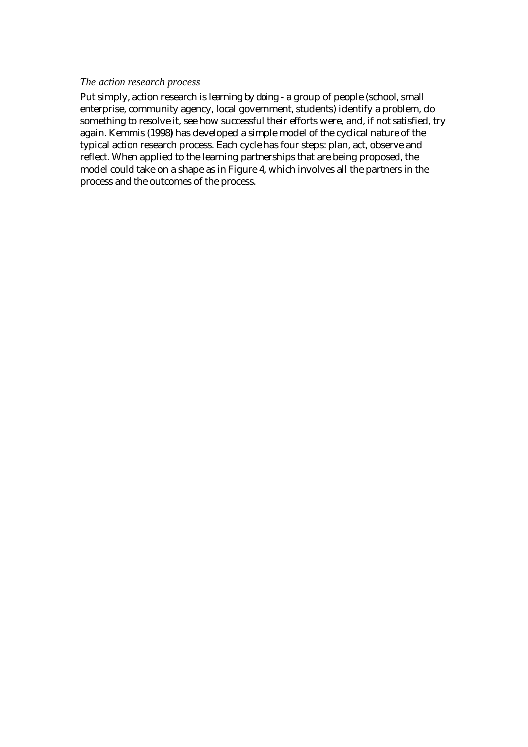*The action research process*

Put simply, action research is *learning by doing* - a group of people (school, small enterprise, community agency, local government, students) identify a problem, do something to resolve it, see how successful their efforts were, and, if not satisfied, try again. Kemmis (1998**)** has developed a simple model of the cyclical nature of the typical action research process. Each cycle has four steps: plan, act, observe and reflect. When applied to the learning partnerships that are being proposed, the model could take on a shape as in Figure 4, which involves all the partners in the process and the outcomes of the process.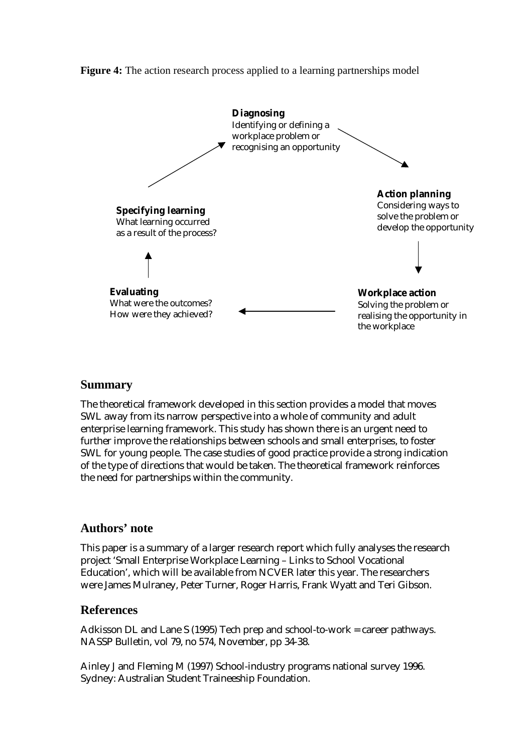**Figure 4:** The action research process applied to a learning partnerships model

**Diagnosing**
Identifying or defining a workplace problem or recognising an opportunity

**Action planning**
Considering ways to solve the problem or develop the opportunity

**Workplace action**
Solving the problem or realising the opportunity in the workplace

**Evaluating**
What were the outcomes? How were they achieved?

**Specifying learning**
What learning occurred as a result of the process?

## Summary

The theoretical framework developed in this section provides a model that moves SWL away from its narrow perspective into a whole of community and adult enterprise learning framework. This study has shown there is an urgent need to further improve the relationships between schools and small enterprises, to foster SWL for young people. The case studies of good practice provide a strong indication of the type of directions that would be taken. The theoretical framework reinforces the need for partnerships within the community.

## Authors' note

This paper is a summary of a larger research report which fully analyses the research project 'Small Enterprise Workplace Learning – Links to School Vocational Education', which will be available from NCVER later this year. The researchers were James Mulraney, Peter Turner, Roger Harris, Frank Wyatt and Teri Gibson.

## References

Adkisson DL and Lane S (1995) Tech prep and school-to-work = career pathways. NASSP Bulletin, vol 79, no 574, November, pp 34-38.

Ainley J and Fleming M (1997) School-industry programs national survey 1996. Sydney: Australian Student Traineeship Foundation.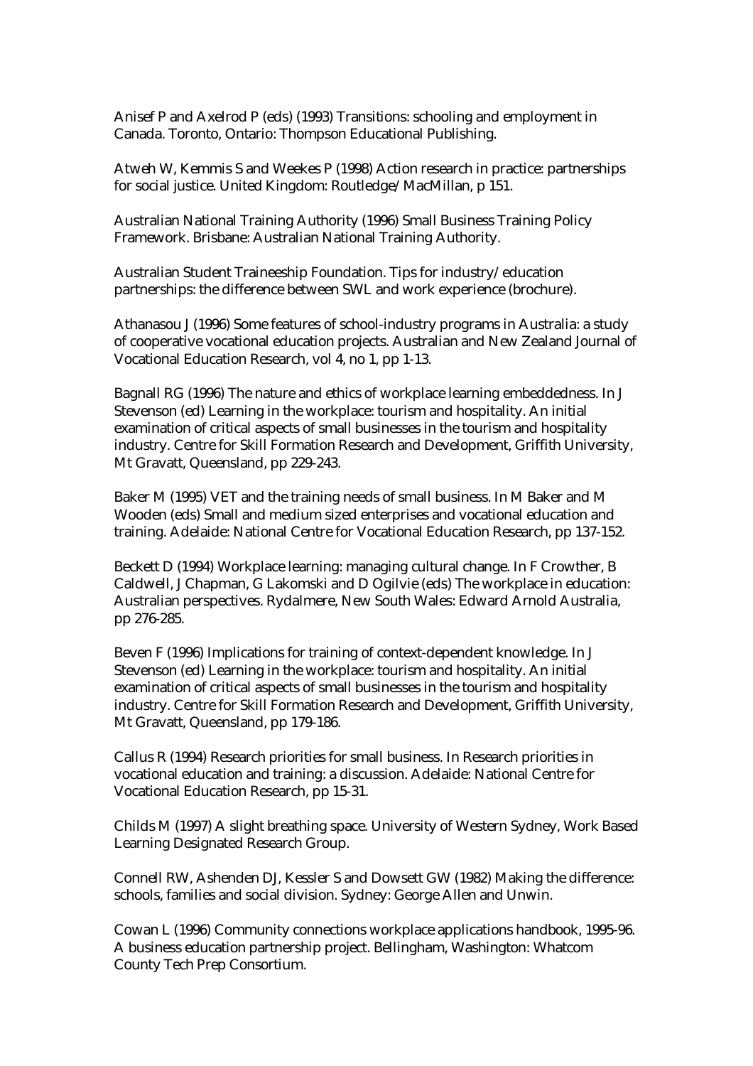Anisef P and Axelrod P (eds) (1993) Transitions: schooling and employment in Canada. Toronto, Ontario: Thompson Educational Publishing.

Atweh W, Kemmis S and Weekes P (1998) Action research in practice: partnerships for social justice. United Kingdom: Routledge/MacMillan, p 151.

Australian National Training Authority (1996) Small Business Training Policy Framework. Brisbane: Australian National Training Authority.

Australian Student Traineeship Foundation. Tips for industry/education partnerships: the difference between SWL and work experience (brochure).

Athanasou J (1996) Some features of school-industry programs in Australia: a study of cooperative vocational education projects. Australian and New Zealand Journal of Vocational Education Research, vol 4, no 1, pp 1-13.

Bagnall RG (1996) The nature and ethics of workplace learning embeddedness. In J Stevenson (ed) Learning in the workplace: tourism and hospitality. An initial examination of critical aspects of small businesses in the tourism and hospitality industry. Centre for Skill Formation Research and Development, Griffith University, Mt Gravatt, Queensland, pp 229-243.

Baker M (1995) VET and the training needs of small business. In M Baker and M Wooden (eds) Small and medium sized enterprises and vocational education and training. Adelaide: National Centre for Vocational Education Research, pp 137-152.

Beckett D (1994) Workplace learning: managing cultural change. In F Crowther, B Caldwell, J Chapman, G Lakomski and D Ogilvie (eds) The workplace in education: Australian perspectives. Rydalmere, New South Wales: Edward Arnold Australia, pp 276-285.

Beven F (1996) Implications for training of context-dependent knowledge. In J Stevenson (ed) Learning in the workplace: tourism and hospitality. An initial examination of critical aspects of small businesses in the tourism and hospitality industry. Centre for Skill Formation Research and Development, Griffith University, Mt Gravatt, Queensland, pp 179-186.

Callus R (1994) Research priorities for small business. In Research priorities in vocational education and training: a discussion. Adelaide: National Centre for Vocational Education Research, pp 15-31.

Childs M (1997) A slight breathing space. University of Western Sydney, Work Based Learning Designated Research Group.

Connell RW, Ashenden DJ, Kessler S and Dowsett GW (1982) Making the difference: schools, families and social division. Sydney: George Allen and Unwin.

Cowan L (1996) Community connections workplace applications handbook, 1995-96. A business education partnership project. Bellingham, Washington: Whatcom County Tech Prep Consortium.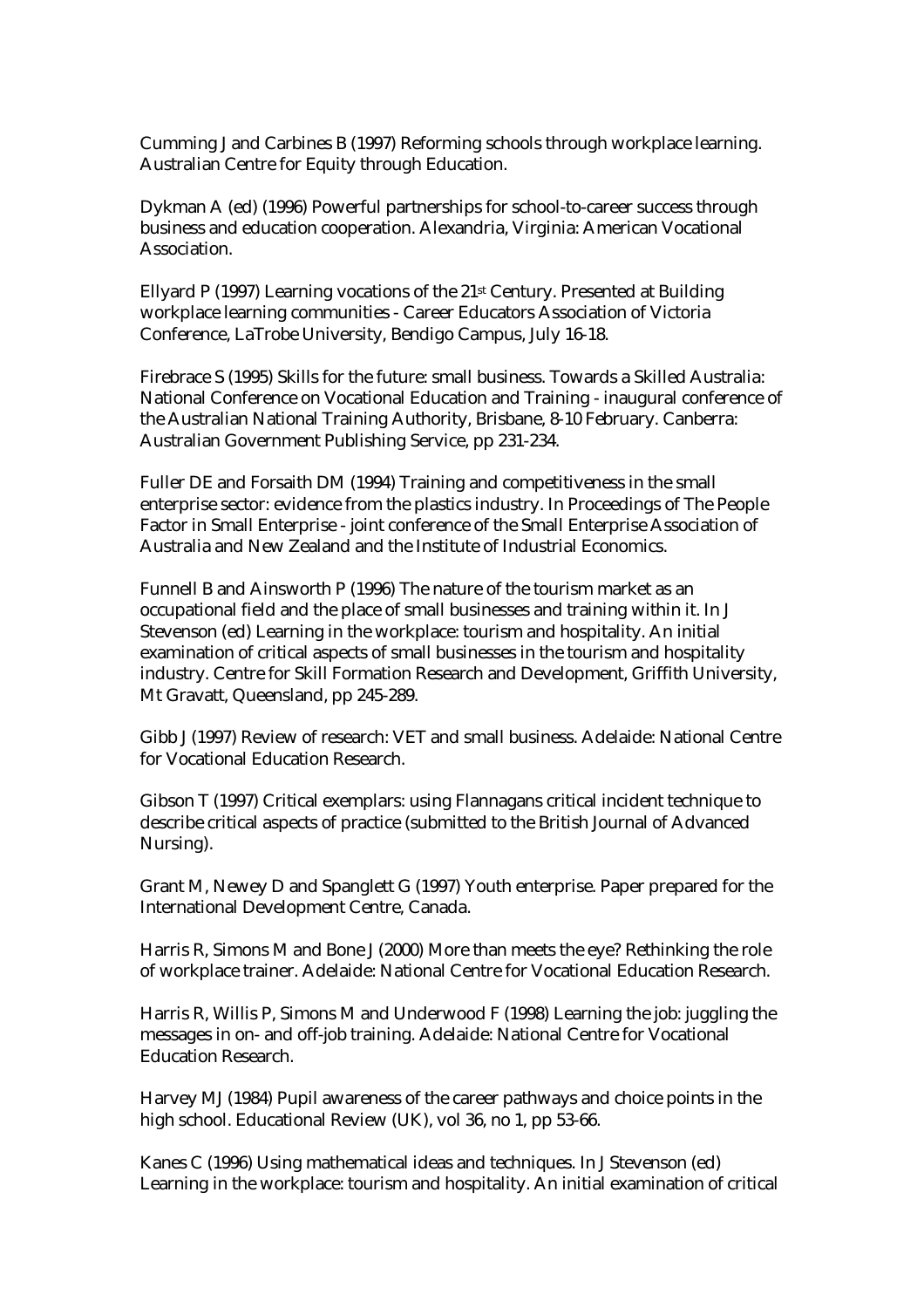Cumming J and Carbines B (1997) Reforming schools through workplace learning. Australian Centre for Equity through Education.

Dykman A (ed) (1996) Powerful partnerships for school-to-career success through business and education cooperation. Alexandria, Virginia: American Vocational Association.

Ellyard P (1997) Learning vocations of the 21st Century. Presented at Building workplace learning communities - Career Educators Association of Victoria Conference, LaTrobe University, Bendigo Campus, July 16-18.

Firebrace S (1995) Skills for the future: small business. Towards a Skilled Australia: National Conference on Vocational Education and Training - inaugural conference of the Australian National Training Authority, Brisbane, 8-10 February. Canberra: Australian Government Publishing Service, pp 231-234.

Fuller DE and Forsaith DM (1994) Training and competitiveness in the small enterprise sector: evidence from the plastics industry. In Proceedings of The People Factor in Small Enterprise - joint conference of the Small Enterprise Association of Australia and New Zealand and the Institute of Industrial Economics.

Funnell B and Ainsworth P (1996) The nature of the tourism market as an occupational field and the place of small businesses and training within it. In J Stevenson (ed) Learning in the workplace: tourism and hospitality. An initial examination of critical aspects of small businesses in the tourism and hospitality industry. Centre for Skill Formation Research and Development, Griffith University, Mt Gravatt, Queensland, pp 245-289.

Gibb J (1997) Review of research: VET and small business. Adelaide: National Centre for Vocational Education Research.

Gibson T (1997) Critical exemplars: using Flannagans critical incident technique to describe critical aspects of practice (submitted to the British Journal of Advanced Nursing).

Grant M, Newey D and Spanglett G (1997) Youth enterprise. Paper prepared for the International Development Centre, Canada.

Harris R, Simons M and Bone J (2000) More than meets the eye? Rethinking the role of workplace trainer. Adelaide: National Centre for Vocational Education Research.

Harris R, Willis P, Simons M and Underwood F (1998) Learning the job: juggling the messages in on- and off-job training. Adelaide: National Centre for Vocational Education Research.

Harvey MJ (1984) Pupil awareness of the career pathways and choice points in the high school. Educational Review (UK), vol 36, no 1, pp 53-66.

Kanes C (1996) Using mathematical ideas and techniques. In J Stevenson (ed) Learning in the workplace: tourism and hospitality. An initial examination of critical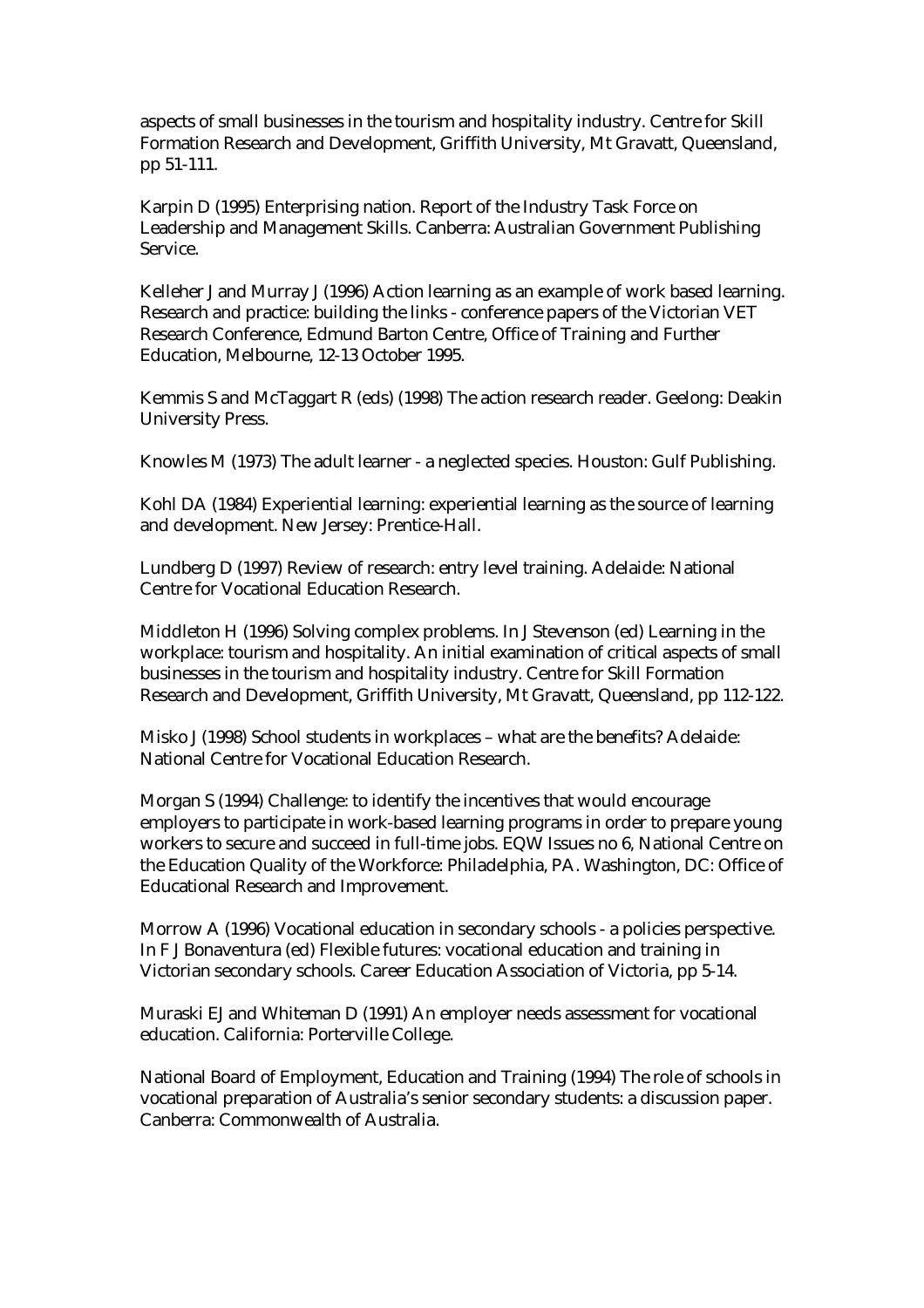aspects of small businesses in the tourism and hospitality industry. Centre for Skill Formation Research and Development, Griffith University, Mt Gravatt, Queensland, pp 51-111.

Karpin D (1995) Enterprising nation. Report of the Industry Task Force on Leadership and Management Skills. Canberra: Australian Government Publishing Service.

Kelleher J and Murray J (1996) Action learning as an example of work based learning. Research and practice: building the links - conference papers of the Victorian VET Research Conference, Edmund Barton Centre, Office of Training and Further Education, Melbourne, 12-13 October 1995.

Kemmis S and McTaggart R (eds) (1998) The action research reader. Geelong: Deakin University Press.

Knowles M (1973) The adult learner - a neglected species. Houston: Gulf Publishing.

Kohl DA (1984) Experiential learning: experiential learning as the source of learning and development. New Jersey: Prentice-Hall.

Lundberg D (1997) Review of research: entry level training. Adelaide: National Centre for Vocational Education Research.

Middleton H (1996) Solving complex problems. In J Stevenson (ed) Learning in the workplace: tourism and hospitality. An initial examination of critical aspects of small businesses in the tourism and hospitality industry. Centre for Skill Formation Research and Development, Griffith University, Mt Gravatt, Queensland, pp 112-122.

Misko J (1998) School students in workplaces – what are the benefits? Adelaide: National Centre for Vocational Education Research.

Morgan S (1994) Challenge: to identify the incentives that would encourage employers to participate in work-based learning programs in order to prepare young workers to secure and succeed in full-time jobs. EQW Issues no 6, National Centre on the Education Quality of the Workforce: Philadelphia, PA. Washington, DC: Office of Educational Research and Improvement.

Morrow A (1996) Vocational education in secondary schools - a policies perspective. In F J Bonaventura (ed) Flexible futures: vocational education and training in Victorian secondary schools. Career Education Association of Victoria, pp 5-14.

Muraski EJ and Whiteman D (1991) An employer needs assessment for vocational education. California: Porterville College.

National Board of Employment, Education and Training (1994) The role of schools in vocational preparation of Australia's senior secondary students: a discussion paper. Canberra: Commonwealth of Australia.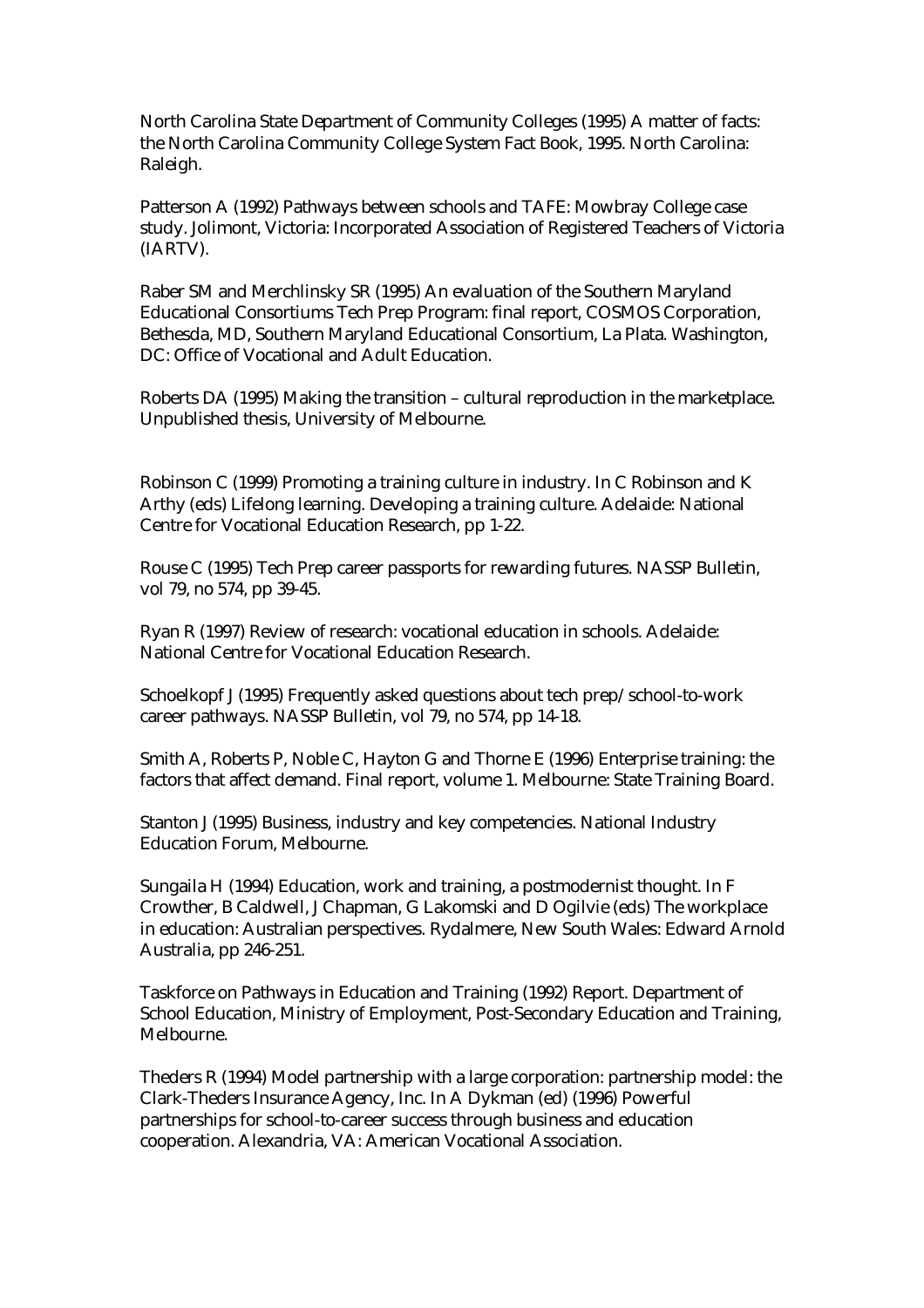North Carolina State Department of Community Colleges (1995) A matter of facts: the North Carolina Community College System Fact Book, 1995. North Carolina: Raleigh.

Patterson A (1992) Pathways between schools and TAFE: Mowbray College case study. Jolimont, Victoria: Incorporated Association of Registered Teachers of Victoria (IARTV).

Raber SM and Merchlinsky SR (1995) An evaluation of the Southern Maryland Educational Consortiums Tech Prep Program: final report, COSMOS Corporation, Bethesda, MD, Southern Maryland Educational Consortium, La Plata. Washington, DC: Office of Vocational and Adult Education.

Roberts DA (1995) Making the transition – cultural reproduction in the marketplace. Unpublished thesis, University of Melbourne.

Robinson C (1999) Promoting a training culture in industry. In C Robinson and K Arthy (eds) Lifelong learning. Developing a training culture. Adelaide: National Centre for Vocational Education Research, pp 1-22.

Rouse C (1995) Tech Prep career passports for rewarding futures. NASSP Bulletin, vol 79, no 574, pp 39-45.

Ryan R (1997) Review of research: vocational education in schools. Adelaide: National Centre for Vocational Education Research.

Schoelkopf J (1995) Frequently asked questions about tech prep/school-to-work career pathways. NASSP Bulletin, vol 79, no 574, pp 14-18.

Smith A, Roberts P, Noble C, Hayton G and Thorne E (1996) Enterprise training: the factors that affect demand. Final report, volume 1. Melbourne: State Training Board.

Stanton J (1995) Business, industry and key competencies. National Industry Education Forum, Melbourne.

Sungaila H (1994) Education, work and training, a postmodernist thought. In F Crowther, B Caldwell, J Chapman, G Lakomski and D Ogilvie (eds) The workplace in education: Australian perspectives. Rydalmere, New South Wales: Edward Arnold Australia, pp 246-251.

Taskforce on Pathways in Education and Training (1992) Report. Department of School Education, Ministry of Employment, Post-Secondary Education and Training, Melbourne.

Theders R (1994) Model partnership with a large corporation: partnership model: the Clark-Theders Insurance Agency, Inc. In A Dykman (ed) (1996) Powerful partnerships for school-to-career success through business and education cooperation. Alexandria, VA: American Vocational Association.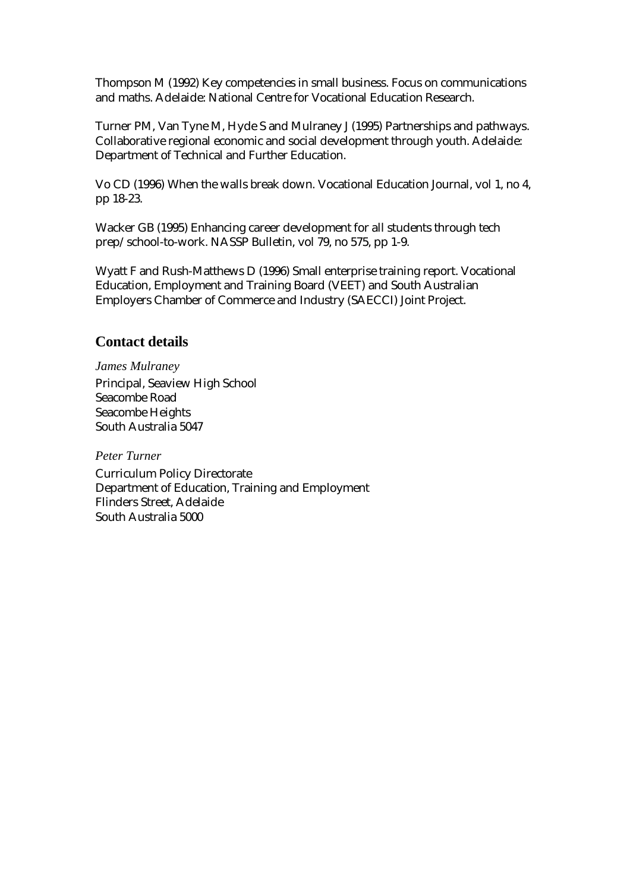Thompson M (1992) Key competencies in small business. Focus on communications and maths. Adelaide: National Centre for Vocational Education Research.

Turner PM, Van Tyne M, Hyde S and Mulraney J (1995) Partnerships and pathways. Collaborative regional economic and social development through youth. Adelaide: Department of Technical and Further Education.

Vo CD (1996) When the walls break down. Vocational Education Journal, vol 1, no 4, pp 18-23.

Wacker GB (1995) Enhancing career development for all students through tech prep/school-to-work. NASSP Bulletin, vol 79, no 575, pp 1-9.

Wyatt F and Rush-Matthews D (1996) Small enterprise training report. Vocational Education, Employment and Training Board (VEET) and South Australian Employers Chamber of Commerce and Industry (SAECCI) Joint Project.

## Contact details

*James Mulraney*

Principal, Seaview High School
Seacombe Road
Seacombe Heights
South Australia 5047

*Peter Turner*

Curriculum Policy Directorate
Department of Education, Training and Employment
Flinders Street, Adelaide
South Australia 5000